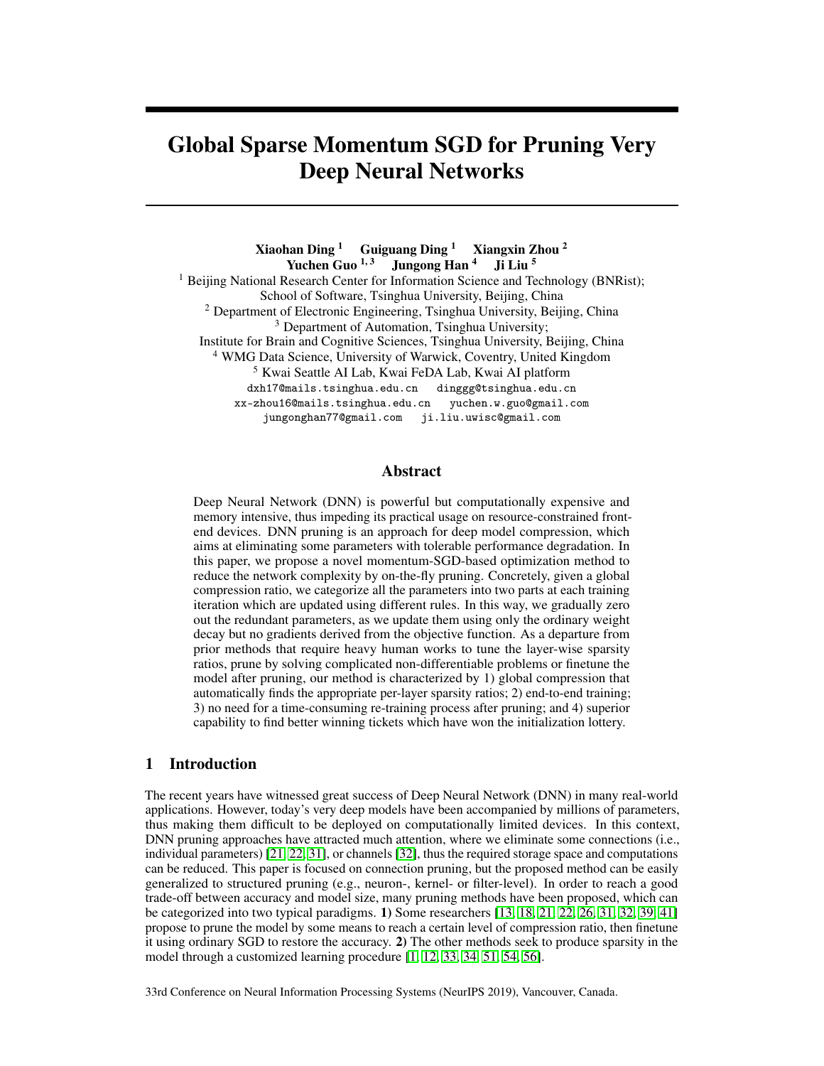# Global Sparse Momentum SGD for Pruning Very Deep Neural Networks

**Xiaohan Ding** [1] **Guiguang Ding** [1] **Xiangxin Zhou** [2]
**Yuchen Guo** [1,3] **Jungong Han** [4] **Ji Liu** [5]

[1] Beijing National Research Center for Information Science and Technology (BNRist);
School of Software, Tsinghua University, Beijing, China
[2] Department of Electronic Engineering, Tsinghua University, Beijing, China
[3] Department of Automation, Tsinghua University;
Institute for Brain and Cognitive Sciences, Tsinghua University, Beijing, China
[4] WMG Data Science, University of Warwick, Coventry, United Kingdom
[5] Kwai Seattle AI Lab, Kwai FeDA Lab, Kwai AI platform

dxh17@mails.tsinghua.edu.cn dinggg@tsinghua.edu.cn
xx-zhou16@mails.tsinghua.edu.cn yuchen.w.guo@gmail.com
jungonghan77@gmail.com ji.liu.uwisc@gmail.com

## Abstract

Deep Neural Network (DNN) is powerful but computationally expensive and memory intensive, thus impeding its practical usage on resource-constrained front-end devices. DNN pruning is an approach for deep model compression, which aims at eliminating some parameters with tolerable performance degradation. In this paper, we propose a novel momentum-SGD-based optimization method to reduce the network complexity by on-the-fly pruning. Concretely, given a global compression ratio, we categorize all the parameters into two parts at each training iteration which are updated using different rules. In this way, we gradually zero out the redundant parameters, as we update them using only the ordinary weight decay but no gradients derived from the objective function. As a departure from prior methods that require heavy human works to tune the layer-wise sparsity ratios, prune by solving complicated non-differentiable problems or finetune the model after pruning, our method is characterized by 1) global compression that automatically finds the appropriate per-layer sparsity ratios; 2) end-to-end training; 3) no need for a time-consuming re-training process after pruning; and 4) superior capability to find better winning tickets which have won the initialization lottery.

## 1 Introduction

The recent years have witnessed great success of Deep Neural Network (DNN) in many real-world applications. However, today's very deep models have been accompanied by millions of parameters, thus making them difficult to be deployed on computationally limited devices. In this context, DNN pruning approaches have attracted much attention, where we eliminate some connections (i.e., individual parameters) [21, 22, 31], or channels [32], thus the required storage space and computations can be reduced. This paper is focused on connection pruning, but the proposed method can be easily generalized to structured pruning (e.g., neuron-, kernel- or filter-level). In order to reach a good trade-off between accuracy and model size, many pruning methods have been proposed, which can be categorized into two typical paradigms. **1)** Some researchers [13, 18, 21, 22, 26, 31, 32, 39, 41] propose to prune the model by some means to reach a certain level of compression ratio, then finetune it using ordinary SGD to restore the accuracy. **2)** The other methods seek to produce sparsity in the model through a customized learning procedure [1, 12, 33, 34, 51, 54, 56].

33rd Conference on Neural Information Processing Systems (NeurIPS 2019), Vancouver, Canada.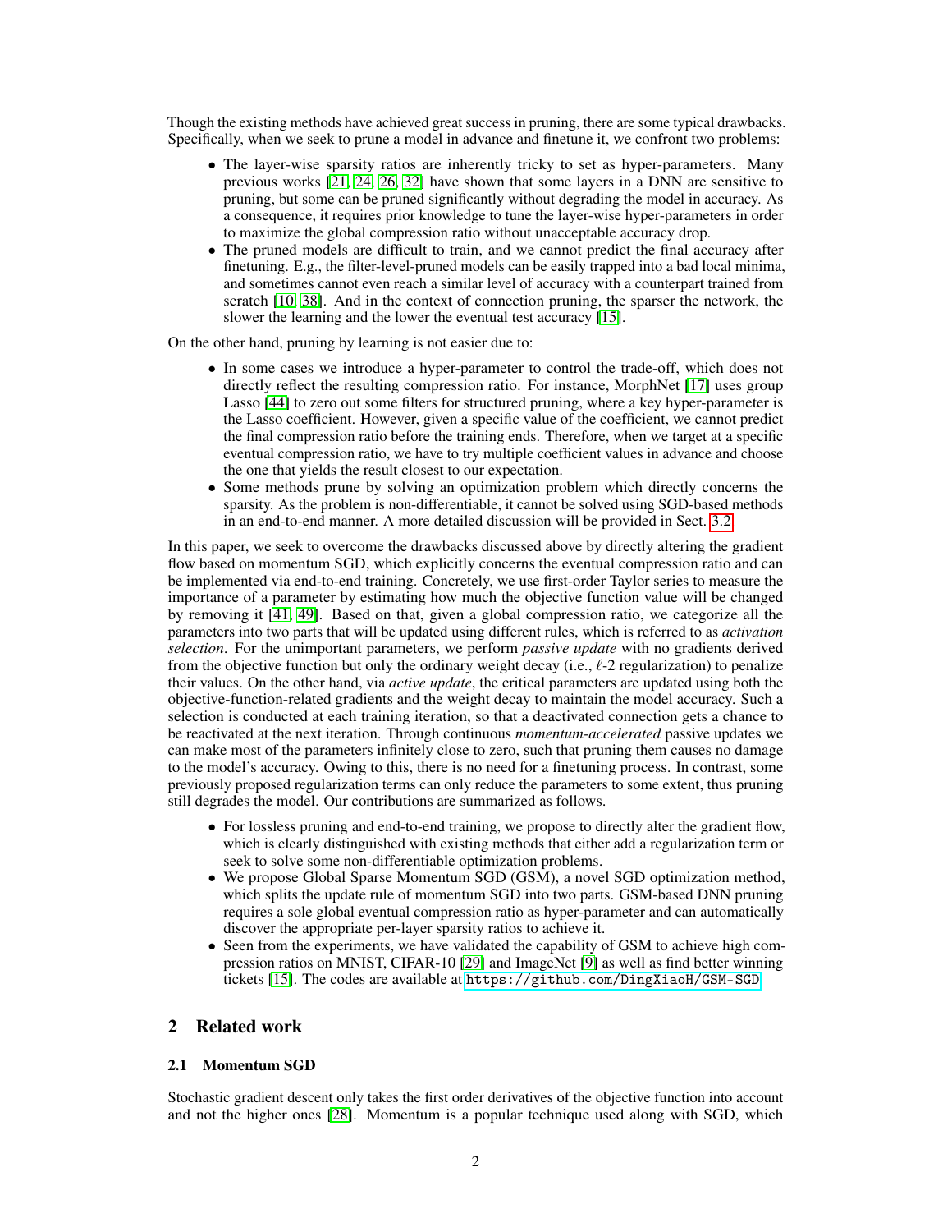Though the existing methods have achieved great success in pruning, there are some typical drawbacks. Specifically, when we seek to prune a model in advance and finetune it, we confront two problems:

- The layer-wise sparsity ratios are inherently tricky to set as hyper-parameters. Many previous works [21, 24, 26, 32] have shown that some layers in a DNN are sensitive to pruning, but some can be pruned significantly without degrading the model in accuracy. As a consequence, it requires prior knowledge to tune the layer-wise hyper-parameters in order to maximize the global compression ratio without unacceptable accuracy drop.
- The pruned models are difficult to train, and we cannot predict the final accuracy after finetuning. E.g., the filter-level-pruned models can be easily trapped into a bad local minima, and sometimes cannot even reach a similar level of accuracy with a counterpart trained from scratch [10, 38]. And in the context of connection pruning, the sparser the network, the slower the learning and the lower the eventual test accuracy [15].

On the other hand, pruning by learning is not easier due to:

- In some cases we introduce a hyper-parameter to control the trade-off, which does not directly reflect the resulting compression ratio. For instance, MorphNet [17] uses group Lasso [44] to zero out some filters for structured pruning, where a key hyper-parameter is the Lasso coefficient. However, given a specific value of the coefficient, we cannot predict the final compression ratio before the training ends. Therefore, when we target at a specific eventual compression ratio, we have to try multiple coefficient values in advance and choose the one that yields the result closest to our expectation.
- Some methods prune by solving an optimization problem which directly concerns the sparsity. As the problem is non-differentiable, it cannot be solved using SGD-based methods in an end-to-end manner. A more detailed discussion will be provided in Sect. 3.2.

In this paper, we seek to overcome the drawbacks discussed above by directly altering the gradient flow based on momentum SGD, which explicitly concerns the eventual compression ratio and can be implemented via end-to-end training. Concretely, we use first-order Taylor series to measure the importance of a parameter by estimating how much the objective function value will be changed by removing it [41, 49]. Based on that, given a global compression ratio, we categorize all the parameters into two parts that will be updated using different rules, which is referred to as *activation selection*. For the unimportant parameters, we perform *passive update* with no gradients derived from the objective function but only the ordinary weight decay (i.e., $\ell$-2 regularization) to penalize their values. On the other hand, via *active update*, the critical parameters are updated using both the objective-function-related gradients and the weight decay to maintain the model accuracy. Such a selection is conducted at each training iteration, so that a deactivated connection gets a chance to be reactivated at the next iteration. Through continuous *momentum-accelerated* passive updates we can make most of the parameters infinitely close to zero, such that pruning them causes no damage to the model's accuracy. Owing to this, there is no need for a finetuning process. In contrast, some previously proposed regularization terms can only reduce the parameters to some extent, thus pruning still degrades the model. Our contributions are summarized as follows.

- For lossless pruning and end-to-end training, we propose to directly alter the gradient flow, which is clearly distinguished with existing methods that either add a regularization term or seek to solve some non-differentiable optimization problems.
- We propose Global Sparse Momentum SGD (GSM), a novel SGD optimization method, which splits the update rule of momentum SGD into two parts. GSM-based DNN pruning requires a sole global eventual compression ratio as hyper-parameter and can automatically discover the appropriate per-layer sparsity ratios to achieve it.
- Seen from the experiments, we have validated the capability of GSM to achieve high compression ratios on MNIST, CIFAR-10 [29] and ImageNet [9] as well as find better winning tickets [15]. The codes are available at https://github.com/DingXiaoH/GSM-SGD.

## 2 Related work

### 2.1 Momentum SGD

Stochastic gradient descent only takes the first order derivatives of the objective function into account and not the higher ones [28]. Momentum is a popular technique used along with SGD, which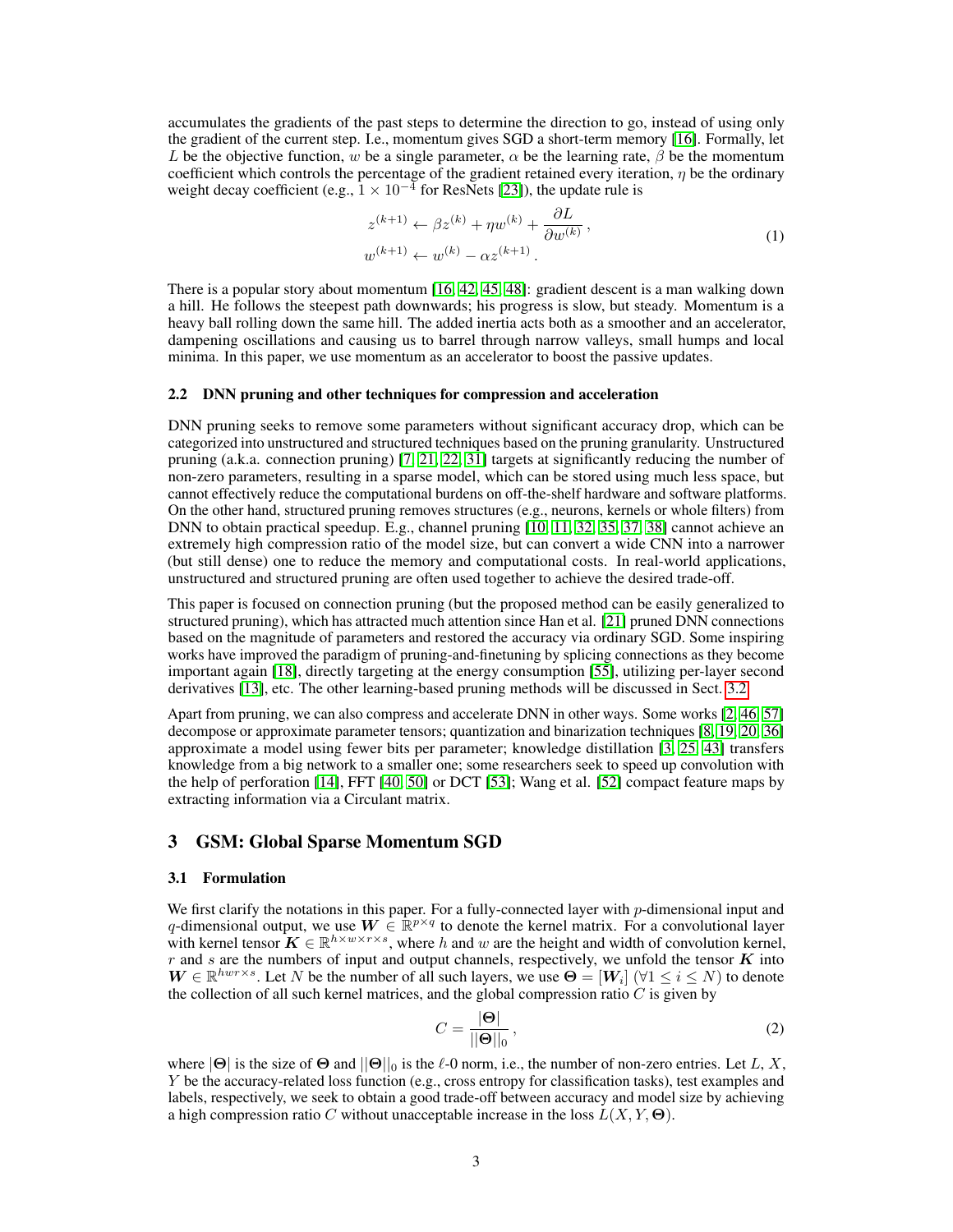accumulates the gradients of the past steps to determine the direction to go, instead of using only the gradient of the current step. I.e., momentum gives SGD a short-term memory [16]. Formally, let $L$ be the objective function, $w$ be a single parameter, $\alpha$ be the learning rate, $\beta$ be the momentum coefficient which controls the percentage of the gradient retained every iteration, $\eta$ be the ordinary weight decay coefficient (e.g., $1 \times 10^{-4}$ for ResNets [23]), the update rule is

$$
\begin{aligned}
z^{(k+1)} &\leftarrow \beta z^{(k)} + \eta w^{(k)} + \frac{\partial L}{\partial w^{(k)}} \,, \\
w^{(k+1)} &\leftarrow w^{(k)} - \alpha z^{(k+1)} \,.
\end{aligned}
\tag{1}
$$

There is a popular story about momentum [16, 42, 45, 48]: gradient descent is a man walking down a hill. He follows the steepest path downwards; his progress is slow, but steady. Momentum is a heavy ball rolling down the same hill. The added inertia acts both as a smoother and an accelerator, dampening oscillations and causing us to barrel through narrow valleys, small humps and local minima. In this paper, we use momentum as an accelerator to boost the passive updates.

### 2.2 DNN pruning and other techniques for compression and acceleration

DNN pruning seeks to remove some parameters without significant accuracy drop, which can be categorized into unstructured and structured techniques based on the pruning granularity. Unstructured pruning (a.k.a. connection pruning) [7, 21, 22, 31] targets at significantly reducing the number of non-zero parameters, resulting in a sparse model, which can be stored using much less space, but cannot effectively reduce the computational burdens on off-the-shelf hardware and software platforms. On the other hand, structured pruning removes structures (e.g., neurons, kernels or whole filters) from DNN to obtain practical speedup. E.g., channel pruning [10, 11, 32, 35, 37, 38] cannot achieve an extremely high compression ratio of the model size, but can convert a wide CNN into a narrower (but still dense) one to reduce the memory and computational costs. In real-world applications, unstructured and structured pruning are often used together to achieve the desired trade-off.

This paper is focused on connection pruning (but the proposed method can be easily generalized to structured pruning), which has attracted much attention since Han et al. [21] pruned DNN connections based on the magnitude of parameters and restored the accuracy via ordinary SGD. Some inspiring works have improved the paradigm of pruning-and-finetuning by splicing connections as they become important again [18], directly targeting at the energy consumption [55], utilizing per-layer second derivatives [13], etc. The other learning-based pruning methods will be discussed in Sect. 3.2.

Apart from pruning, we can also compress and accelerate DNN in other ways. Some works [2, 46, 57] decompose or approximate parameter tensors; quantization and binarization techniques [8, 19, 20, 36] approximate a model using fewer bits per parameter; knowledge distillation [3, 25, 43] transfers knowledge from a big network to a smaller one; some researchers seek to speed up convolution with the help of perforation [14], FFT [40, 50] or DCT [53]; Wang et al. [52] compact feature maps by extracting information via a Circulant matrix.

## 3 GSM: Global Sparse Momentum SGD

### 3.1 Formulation

We first clarify the notations in this paper. For a fully-connected layer with $p$-dimensional input and $q$-dimensional output, we use $\boldsymbol{W} \in \mathbb{R}^{p \times q}$ to denote the kernel matrix. For a convolutional layer with kernel tensor $\boldsymbol{K} \in \mathbb{R}^{h \times w \times r \times s}$, where $h$ and $w$ are the height and width of convolution kernel, $r$ and $s$ are the numbers of input and output channels, respectively, we unfold the tensor $\boldsymbol{K}$ into $\boldsymbol{W} \in \mathbb{R}^{hwr \times s}$. Let $N$ be the number of all such layers, we use $\boldsymbol{\Theta} = [\boldsymbol{W}_i]$ ($\forall 1 \leq i \leq N$) to denote the collection of all such kernel matrices, and the global compression ratio $C$ is given by

$$
C = \frac{|\boldsymbol{\Theta}|}{||\boldsymbol{\Theta}||_0} \,, \tag{2}
$$

where $|\boldsymbol{\Theta}|$ is the size of $\boldsymbol{\Theta}$ and $||\boldsymbol{\Theta}||_0$ is the $\ell$-0 norm, i.e., the number of non-zero entries. Let $L$, $X$, $Y$ be the accuracy-related loss function (e.g., cross entropy for classification tasks), test examples and labels, respectively, we seek to obtain a good trade-off between accuracy and model size by achieving a high compression ratio $C$ without unacceptable increase in the loss $L(X, Y, \boldsymbol{\Theta})$.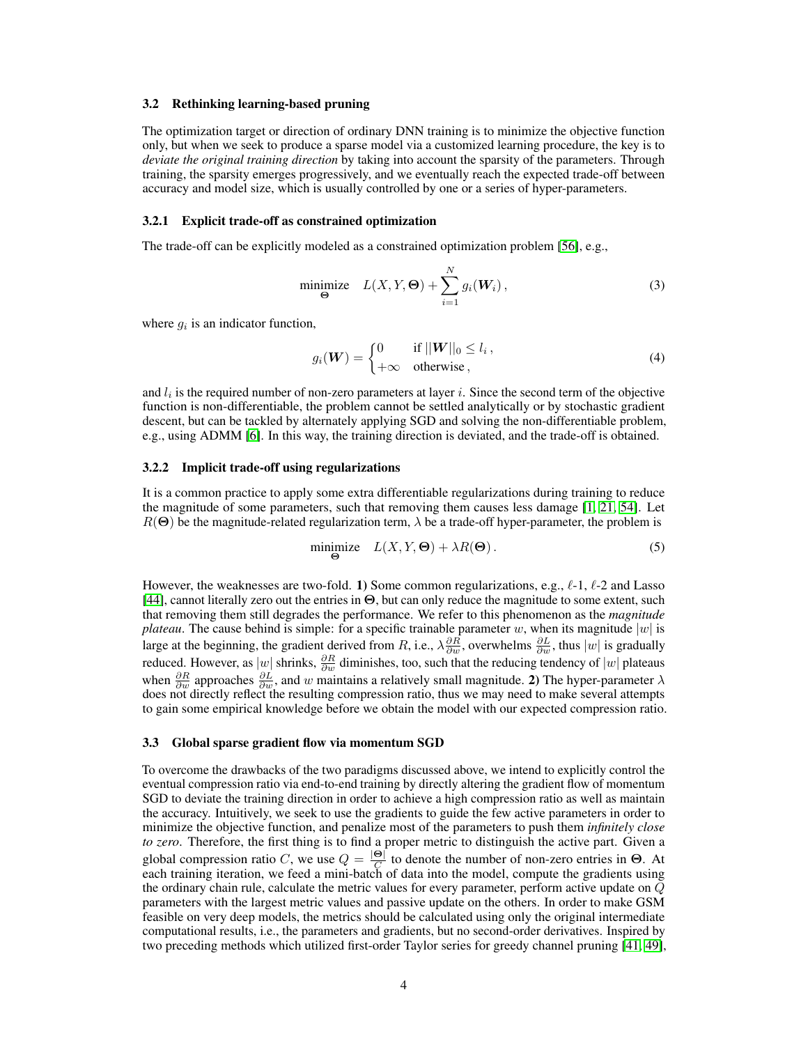### 3.2 Rethinking learning-based pruning

The optimization target or direction of ordinary DNN training is to minimize the objective function only, but when we seek to produce a sparse model via a customized learning procedure, the key is to *deviate the original training direction* by taking into account the sparsity of the parameters. Through training, the sparsity emerges progressively, and we eventually reach the expected trade-off between accuracy and model size, which is usually controlled by one or a series of hyper-parameters.

#### 3.2.1 Explicit trade-off as constrained optimization

The trade-off can be explicitly modeled as a constrained optimization problem [56], e.g.,

$$\underset{\boldsymbol{\Theta}}{\text{minimize}} \quad L(X, Y, \boldsymbol{\Theta}) + \sum_{i=1}^{N} g_i(\boldsymbol{W}_i)\,, \tag{3}$$

where $g_i$ is an indicator function,

$$g_i(\boldsymbol{W}) = \begin{cases} 0 & \text{if } ||\boldsymbol{W}||_0 \leq l_i\,, \\ +\infty & \text{otherwise}\,, \end{cases} \tag{4}$$

and $l_i$ is the required number of non-zero parameters at layer $i$. Since the second term of the objective function is non-differentiable, the problem cannot be settled analytically or by stochastic gradient descent, but can be tackled by alternately applying SGD and solving the non-differentiable problem, e.g., using ADMM [6]. In this way, the training direction is deviated, and the trade-off is obtained.

#### 3.2.2 Implicit trade-off using regularizations

It is a common practice to apply some extra differentiable regularizations during training to reduce the magnitude of some parameters, such that removing them causes less damage [1, 21, 54]. Let $R(\boldsymbol{\Theta})$ be the magnitude-related regularization term, $\lambda$ be a trade-off hyper-parameter, the problem is

$$\underset{\boldsymbol{\Theta}}{\text{minimize}} \quad L(X, Y, \boldsymbol{\Theta}) + \lambda R(\boldsymbol{\Theta})\,. \tag{5}$$

However, the weaknesses are two-fold. **1)** Some common regularizations, e.g., $\ell$-1, $\ell$-2 and Lasso [44], cannot literally zero out the entries in $\boldsymbol{\Theta}$, but can only reduce the magnitude to some extent, such that removing them still degrades the performance. We refer to this phenomenon as the *magnitude plateau*. The cause behind is simple: for a specific trainable parameter $w$, when its magnitude $|w|$ is large at the beginning, the gradient derived from $R$, i.e., $\lambda\frac{\partial R}{\partial w}$, overwhelms $\frac{\partial L}{\partial w}$, thus $|w|$ is gradually reduced. However, as $|w|$ shrinks, $\frac{\partial R}{\partial w}$ diminishes, too, such that the reducing tendency of $|w|$ plateaus when $\frac{\partial R}{\partial w}$ approaches $\frac{\partial L}{\partial w}$, and $w$ maintains a relatively small magnitude. **2)** The hyper-parameter $\lambda$ does not directly reflect the resulting compression ratio, thus we may need to make several attempts to gain some empirical knowledge before we obtain the model with our expected compression ratio.

### 3.3 Global sparse gradient flow via momentum SGD

To overcome the drawbacks of the two paradigms discussed above, we intend to explicitly control the eventual compression ratio via end-to-end training by directly altering the gradient flow of momentum SGD to deviate the training direction in order to achieve a high compression ratio as well as maintain the accuracy. Intuitively, we seek to use the gradients to guide the few active parameters in order to minimize the objective function, and penalize most of the parameters to push them *infinitely close to zero*. Therefore, the first thing is to find a proper metric to distinguish the active part. Given a global compression ratio $C$, we use $Q = \frac{|\boldsymbol{\Theta}|}{C}$ to denote the number of non-zero entries in $\boldsymbol{\Theta}$. At each training iteration, we feed a mini-batch of data into the model, compute the gradients using the ordinary chain rule, calculate the metric values for every parameter, perform active update on $Q$ parameters with the largest metric values and passive update on the others. In order to make GSM feasible on very deep models, the metrics should be calculated using only the original intermediate computational results, i.e., the parameters and gradients, but no second-order derivatives. Inspired by two preceding methods which utilized first-order Taylor series for greedy channel pruning [41, 49],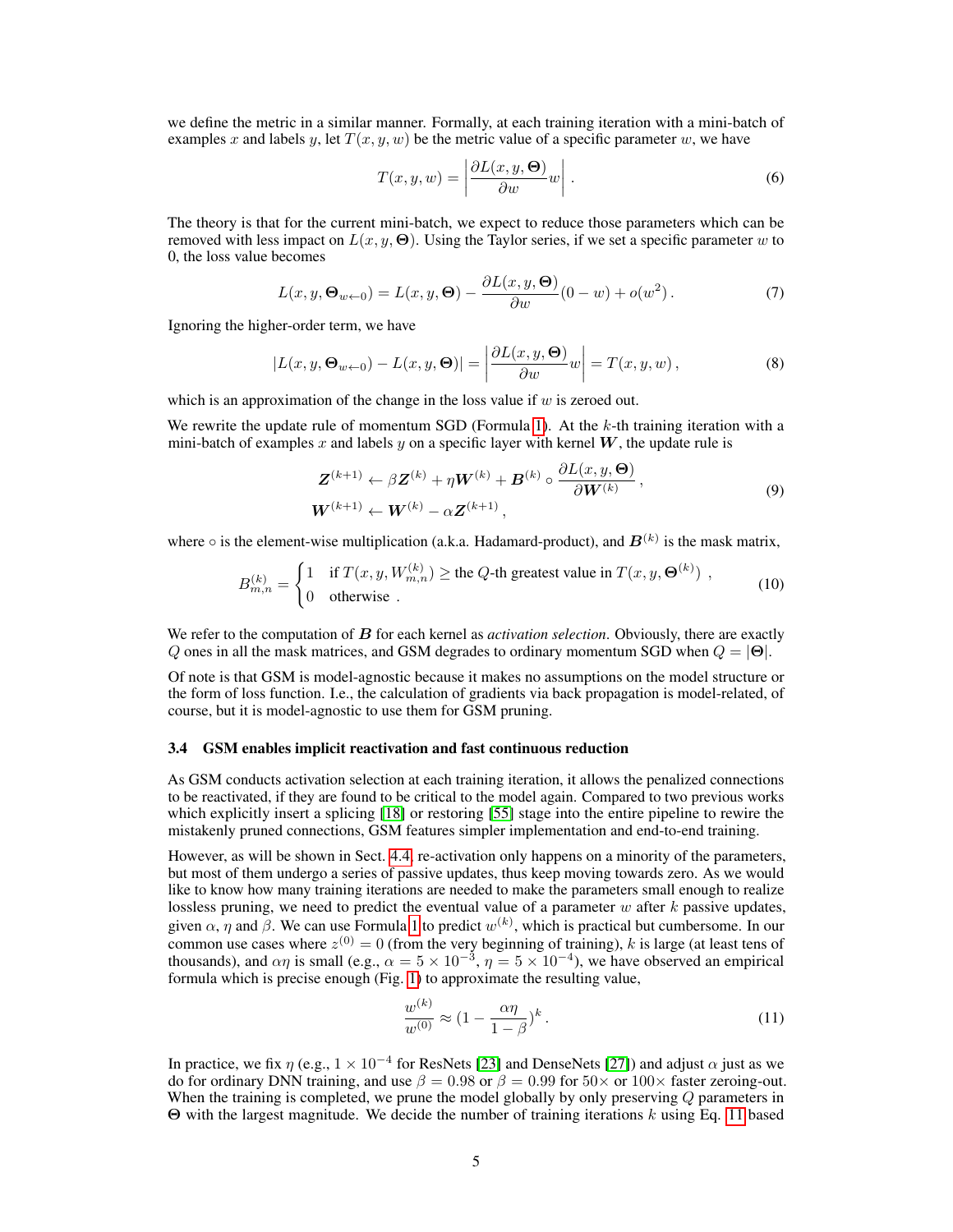we define the metric in a similar manner. Formally, at each training iteration with a mini-batch of examples $x$ and labels $y$, let $T(x, y, w)$ be the metric value of a specific parameter $w$, we have

$$T(x, y, w) = \left| \frac{\partial L(x, y, \boldsymbol{\Theta})}{\partial w} w \right| . \tag{6}$$

The theory is that for the current mini-batch, we expect to reduce those parameters which can be removed with less impact on $L(x, y, \boldsymbol{\Theta})$. Using the Taylor series, if we set a specific parameter $w$ to 0, the loss value becomes

$$L(x, y, \boldsymbol{\Theta}_{w \leftarrow 0}) = L(x, y, \boldsymbol{\Theta}) - \frac{\partial L(x, y, \boldsymbol{\Theta})}{\partial w}(0 - w) + o(w^2) . \tag{7}$$

Ignoring the higher-order term, we have

$$|L(x, y, \boldsymbol{\Theta}_{w \leftarrow 0}) - L(x, y, \boldsymbol{\Theta})| = \left| \frac{\partial L(x, y, \boldsymbol{\Theta})}{\partial w} w \right| = T(x, y, w) , \tag{8}$$

which is an approximation of the change in the loss value if $w$ is zeroed out.

We rewrite the update rule of momentum SGD (Formula 1). At the $k$-th training iteration with a mini-batch of examples $x$ and labels $y$ on a specific layer with kernel $\boldsymbol{W}$, the update rule is

$$\begin{aligned} \boldsymbol{Z}^{(k+1)} &\leftarrow \beta \boldsymbol{Z}^{(k)} + \eta \boldsymbol{W}^{(k)} + \boldsymbol{B}^{(k)} \circ \frac{\partial L(x, y, \boldsymbol{\Theta})}{\partial \boldsymbol{W}^{(k)}} , \\ \boldsymbol{W}^{(k+1)} &\leftarrow \boldsymbol{W}^{(k)} - \alpha \boldsymbol{Z}^{(k+1)} , \end{aligned} \tag{9}$$

where $\circ$ is the element-wise multiplication (a.k.a. Hadamard-product), and $\boldsymbol{B}^{(k)}$ is the mask matrix,

$$B^{(k)}_{m,n} = \begin{cases} 1 & \text{if } T(x, y, W^{(k)}_{m,n}) \geq \text{the } Q\text{-th greatest value in } T(x, y, \boldsymbol{\Theta}^{(k)}) \ , \\ 0 & \text{otherwise} \ . \end{cases} \tag{10}$$

We refer to the computation of $\boldsymbol{B}$ for each kernel as *activation selection*. Obviously, there are exactly $Q$ ones in all the mask matrices, and GSM degrades to ordinary momentum SGD when $Q = |\boldsymbol{\Theta}|$.

Of note is that GSM is model-agnostic because it makes no assumptions on the model structure or the form of loss function. I.e., the calculation of gradients via back propagation is model-related, of course, but it is model-agnostic to use them for GSM pruning.

### 3.4 GSM enables implicit reactivation and fast continuous reduction

As GSM conducts activation selection at each training iteration, it allows the penalized connections to be reactivated, if they are found to be critical to the model again. Compared to two previous works which explicitly insert a splicing [18] or restoring [55] stage into the entire pipeline to rewire the mistakenly pruned connections, GSM features simpler implementation and end-to-end training.

However, as will be shown in Sect. 4.4, re-activation only happens on a minority of the parameters, but most of them undergo a series of passive updates, thus keep moving towards zero. As we would like to know how many training iterations are needed to make the parameters small enough to realize lossless pruning, we need to predict the eventual value of a parameter $w$ after $k$ passive updates, given $\alpha$, $\eta$ and $\beta$. We can use Formula 1 to predict $w^{(k)}$, which is practical but cumbersome. In our common use cases where $z^{(0)} = 0$ (from the very beginning of training), $k$ is large (at least tens of thousands), and $\alpha\eta$ is small (e.g., $\alpha = 5 \times 10^{-3}$, $\eta = 5 \times 10^{-4}$), we have observed an empirical formula which is precise enough (Fig. 1) to approximate the resulting value,

$$\frac{w^{(k)}}{w^{(0)}} \approx (1 - \frac{\alpha\eta}{1 - \beta})^k . \tag{11}$$

In practice, we fix $\eta$ (e.g., $1 \times 10^{-4}$ for ResNets [23] and DenseNets [27]) and adjust $\alpha$ just as we do for ordinary DNN training, and use $\beta = 0.98$ or $\beta = 0.99$ for $50\times$ or $100\times$ faster zeroing-out. When the training is completed, we prune the model globally by only preserving $Q$ parameters in $\boldsymbol{\Theta}$ with the largest magnitude. We decide the number of training iterations $k$ using Eq. 11 based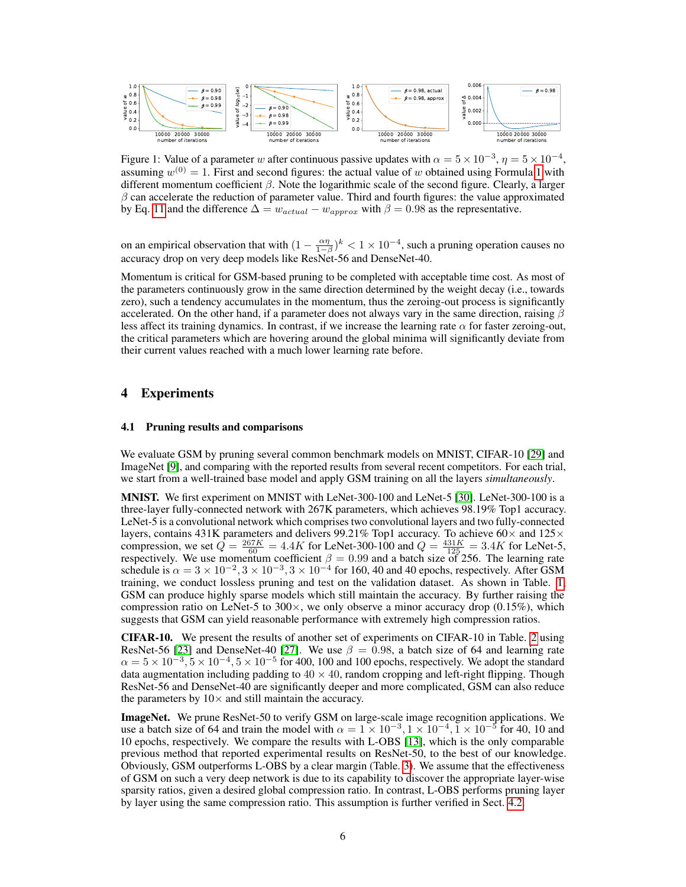Figure 1: Value of a parameter $w$ after continuous passive updates with $\alpha = 5 \times 10^{-3}$, $\eta = 5 \times 10^{-4}$, assuming $w^{(0)} = 1$. First and second figures: the actual value of $w$ obtained using Formula 1 with different momentum coefficient $\beta$. Note the logarithmic scale of the second figure. Clearly, a larger $\beta$ can accelerate the reduction of parameter value. Third and fourth figures: the value approximated by Eq. 11 and the difference $\Delta = w_{actual} - w_{approx}$ with $\beta = 0.98$ as the representative.

on an empirical observation that with $(1 - \frac{\alpha\eta}{1-\beta})^k < 1 \times 10^{-4}$, such a pruning operation causes no accuracy drop on very deep models like ResNet-56 and DenseNet-40.

Momentum is critical for GSM-based pruning to be completed with acceptable time cost. As most of the parameters continuously grow in the same direction determined by the weight decay (i.e., towards zero), such a tendency accumulates in the momentum, thus the zeroing-out process is significantly accelerated. On the other hand, if a parameter does not always vary in the same direction, raising $\beta$ less affect its training dynamics. In contrast, if we increase the learning rate $\alpha$ for faster zeroing-out, the critical parameters which are hovering around the global minima will significantly deviate from their current values reached with a much lower learning rate before.

# 4 Experiments

## 4.1 Pruning results and comparisons

We evaluate GSM by pruning several common benchmark models on MNIST, CIFAR-10 [29] and ImageNet [9], and comparing with the reported results from several recent competitors. For each trial, we start from a well-trained base model and apply GSM training on all the layers *simultaneously*.

**MNIST.** We first experiment on MNIST with LeNet-300-100 and LeNet-5 [30]. LeNet-300-100 is a three-layer fully-connected network with 267K parameters, which achieves 98.19% Top1 accuracy. LeNet-5 is a convolutional network which comprises two convolutional layers and two fully-connected layers, contains 431K parameters and delivers 99.21% Top1 accuracy. To achieve 60× and 125× compression, we set $Q = \frac{267K}{60} = 4.4K$ for LeNet-300-100 and $Q = \frac{431K}{125} = 3.4K$ for LeNet-5, respectively. We use momentum coefficient $\beta = 0.99$ and a batch size of 256. The learning rate schedule is $\alpha = 3 \times 10^{-2}, 3 \times 10^{-3}, 3 \times 10^{-4}$ for 160, 40 and 40 epochs, respectively. After GSM training, we conduct lossless pruning and test on the validation dataset. As shown in Table. 1, GSM can produce highly sparse models which still maintain the accuracy. By further raising the compression ratio on LeNet-5 to 300×, we only observe a minor accuracy drop (0.15%), which suggests that GSM can yield reasonable performance with extremely high compression ratios.

**CIFAR-10.** We present the results of another set of experiments on CIFAR-10 in Table. 2 using ResNet-56 [23] and DenseNet-40 [27]. We use $\beta = 0.98$, a batch size of 64 and learning rate $\alpha = 5 \times 10^{-3}, 5 \times 10^{-4}, 5 \times 10^{-5}$ for 400, 100 and 100 epochs, respectively. We adopt the standard data augmentation including padding to $40 \times 40$, random cropping and left-right flipping. Though ResNet-56 and DenseNet-40 are significantly deeper and more complicated, GSM can also reduce the parameters by 10× and still maintain the accuracy.

**ImageNet.** We prune ResNet-50 to verify GSM on large-scale image recognition applications. We use a batch size of 64 and train the model with $\alpha = 1 \times 10^{-3}, 1 \times 10^{-4}, 1 \times 10^{-5}$ for 40, 10 and 10 epochs, respectively. We compare the results with L-OBS [13], which is the only comparable previous method that reported experimental results on ResNet-50, to the best of our knowledge. Obviously, GSM outperforms L-OBS by a clear margin (Table. 3). We assume that the effectiveness of GSM on such a very deep network is due to its capability to discover the appropriate layer-wise sparsity ratios, given a desired global compression ratio. In contrast, L-OBS performs pruning layer by layer using the same compression ratio. This assumption is further verified in Sect. 4.2.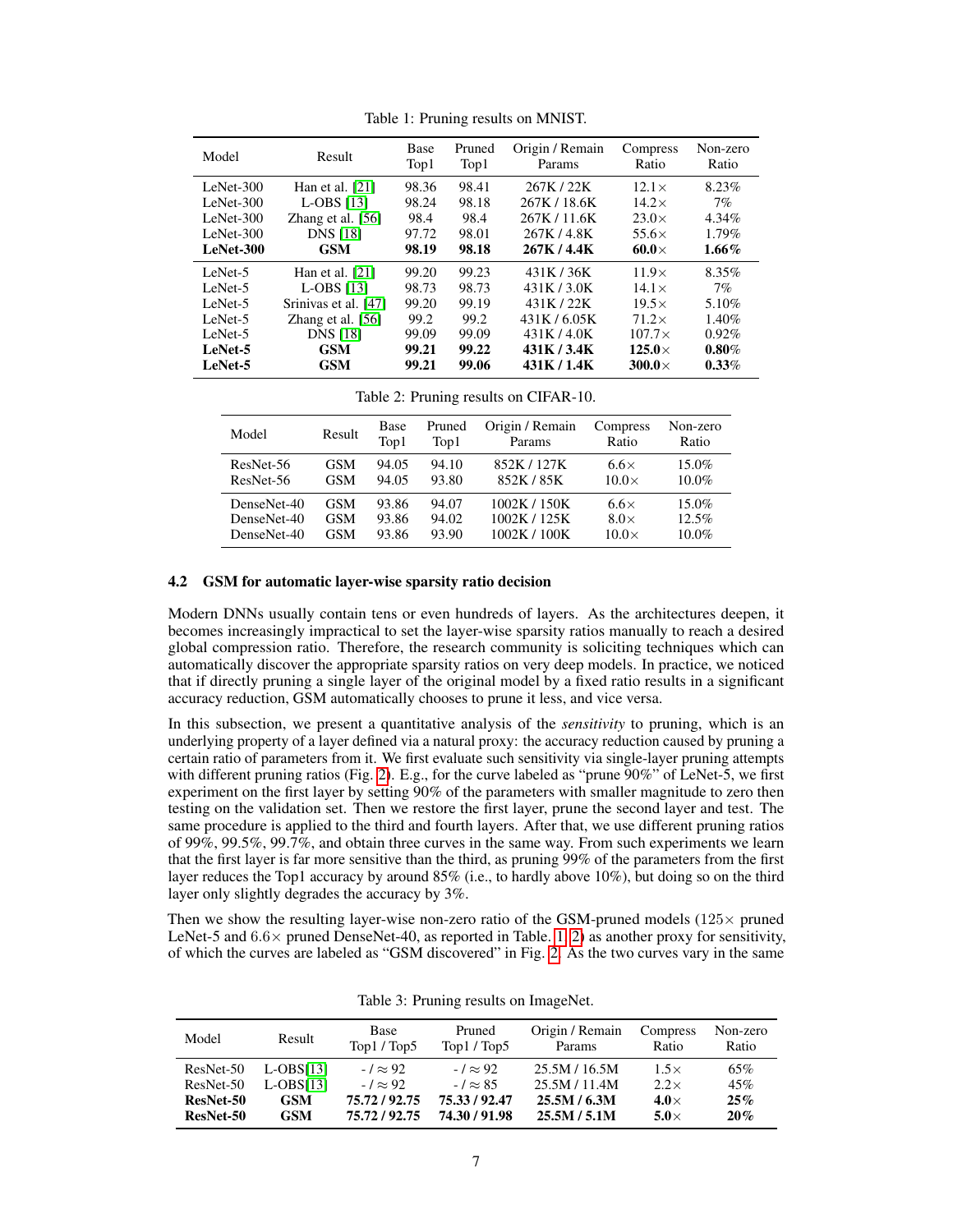Table 1: Pruning results on MNIST.

| Model | Result | Base Top1 | Pruned Top1 | Origin / Remain Params | Compress Ratio | Non-zero Ratio |
|---|---|---|---|---|---|---|
| LeNet-300 | Han et al. [21] | 98.36 | 98.41 | 267K / 22K | 12.1× | 8.23% |
| LeNet-300 | L-OBS [13] | 98.24 | 98.18 | 267K / 18.6K | 14.2× | 7% |
| LeNet-300 | Zhang et al. [56] | 98.4 | 98.4 | 267K / 11.6K | 23.0× | 4.34% |
| LeNet-300 | DNS [18] | 97.72 | 98.01 | 267K / 4.8K | 55.6× | 1.79% |
| **LeNet-300** | **GSM** | **98.19** | **98.18** | **267K / 4.4K** | **60.0×** | **1.66%** |
| LeNet-5 | Han et al. [21] | 99.20 | 99.23 | 431K / 36K | 11.9× | 8.35% |
| LeNet-5 | L-OBS [13] | 98.73 | 98.73 | 431K / 3.0K | 14.1× | 7% |
| LeNet-5 | Srinivas et al. [47] | 99.20 | 99.19 | 431K / 22K | 19.5× | 5.10% |
| LeNet-5 | Zhang et al. [56] | 99.2 | 99.2 | 431K / 6.05K | 71.2× | 1.40% |
| LeNet-5 | DNS [18] | 99.09 | 99.09 | 431K / 4.0K | 107.7× | 0.92% |
| **LeNet-5** | **GSM** | **99.21** | **99.22** | **431K / 3.4K** | **125.0×** | **0.80%** |
| **LeNet-5** | **GSM** | **99.21** | **99.06** | **431K / 1.4K** | **300.0×** | **0.33%** |

Table 2: Pruning results on CIFAR-10.

| Model | Result | Base Top1 | Pruned Top1 | Origin / Remain Params | Compress Ratio | Non-zero Ratio |
|---|---|---|---|---|---|---|
| ResNet-56 | GSM | 94.05 | 94.10 | 852K / 127K | 6.6× | 15.0% |
| ResNet-56 | GSM | 94.05 | 93.80 | 852K / 85K | 10.0× | 10.0% |
| DenseNet-40 | GSM | 93.86 | 94.07 | 1002K / 150K | 6.6× | 15.0% |
| DenseNet-40 | GSM | 93.86 | 94.02 | 1002K / 125K | 8.0× | 12.5% |
| DenseNet-40 | GSM | 93.86 | 93.90 | 1002K / 100K | 10.0× | 10.0% |

### 4.2 GSM for automatic layer-wise sparsity ratio decision

Modern DNNs usually contain tens or even hundreds of layers. As the architectures deepen, it becomes increasingly impractical to set the layer-wise sparsity ratios manually to reach a desired global compression ratio. Therefore, the research community is soliciting techniques which can automatically discover the appropriate sparsity ratios on very deep models. In practice, we noticed that if directly pruning a single layer of the original model by a fixed ratio results in a significant accuracy reduction, GSM automatically chooses to prune it less, and vice versa.

In this subsection, we present a quantitative analysis of the *sensitivity* to pruning, which is an underlying property of a layer defined via a natural proxy: the accuracy reduction caused by pruning a certain ratio of parameters from it. We first evaluate such sensitivity via single-layer pruning attempts with different pruning ratios (Fig. 2). E.g., for the curve labeled as "prune 90%" of LeNet-5, we first experiment on the first layer by setting 90% of the parameters with smaller magnitude to zero then testing on the validation set. Then we restore the first layer, prune the second layer and test. The same procedure is applied to the third and fourth layers. After that, we use different pruning ratios of 99%, 99.5%, 99.7%, and obtain three curves in the same way. From such experiments we learn that the first layer is far more sensitive than the third, as pruning 99% of the parameters from the first layer reduces the Top1 accuracy by around 85% (i.e., to hardly above 10%), but doing so on the third layer only slightly degrades the accuracy by 3%.

Then we show the resulting layer-wise non-zero ratio of the GSM-pruned models (125× pruned LeNet-5 and 6.6× pruned DenseNet-40, as reported in Table. 1, 2) as another proxy for sensitivity, of which the curves are labeled as "GSM discovered" in Fig. 2. As the two curves vary in the same

Table 3: Pruning results on ImageNet.

| Model | Result | Base Top1 / Top5 | Pruned Top1 / Top5 | Origin / Remain Params | Compress Ratio | Non-zero Ratio |
|---|---|---|---|---|---|---|
| ResNet-50 | L-OBS[13] | - / ≈ 92 | - / ≈ 92 | 25.5M / 16.5M | 1.5× | 65% |
| ResNet-50 | L-OBS[13] | - / ≈ 92 | - / ≈ 85 | 25.5M / 11.4M | 2.2× | 45% |
| **ResNet-50** | **GSM** | **75.72 / 92.75** | **75.33 / 92.47** | **25.5M / 6.3M** | **4.0×** | **25%** |
| **ResNet-50** | **GSM** | **75.72 / 92.75** | **74.30 / 91.98** | **25.5M / 5.1M** | **5.0×** | **20%** |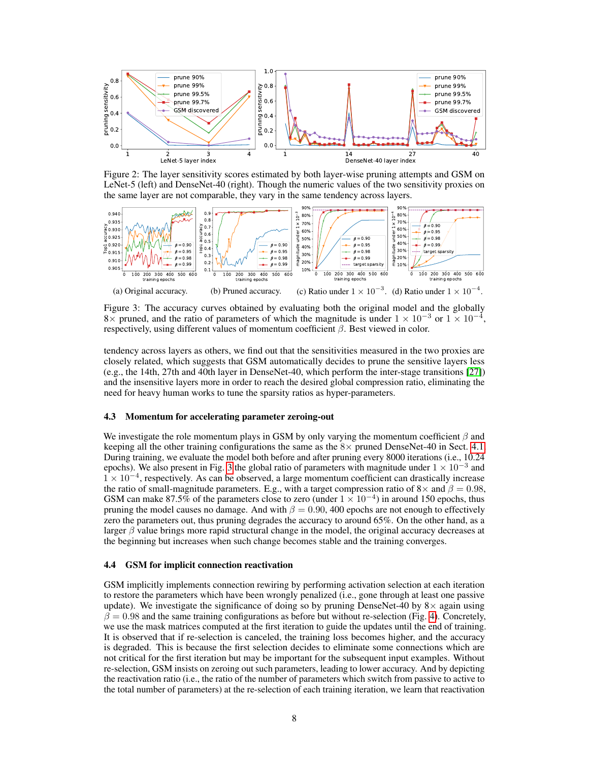Figure 2: The layer sensitivity scores estimated by both layer-wise pruning attempts and GSM on LeNet-5 (left) and DenseNet-40 (right). Though the numeric values of the two sensitivity proxies on the same layer are not comparable, they vary in the same tendency across layers.

(a) Original accuracy. (b) Pruned accuracy. (c) Ratio under $1 \times 10^{-3}$. (d) Ratio under $1 \times 10^{-4}$.

Figure 3: The accuracy curves obtained by evaluating both the original model and the globally $8\times$ pruned, and the ratio of parameters of which the magnitude is under $1 \times 10^{-3}$ or $1 \times 10^{-4}$, respectively, using different values of momentum coefficient $\beta$. Best viewed in color.

tendency across layers as others, we find out that the sensitivities measured in the two proxies are closely related, which suggests that GSM automatically decides to prune the sensitive layers less (e.g., the 14th, 27th and 40th layer in DenseNet-40, which perform the inter-stage transitions [27]) and the insensitive layers more in order to reach the desired global compression ratio, eliminating the need for heavy human works to tune the sparsity ratios as hyper-parameters.

### 4.3 Momentum for accelerating parameter zeroing-out

We investigate the role momentum plays in GSM by only varying the momentum coefficient $\beta$ and keeping all the other training configurations the same as the $8\times$ pruned DenseNet-40 in Sect. 4.1. During training, we evaluate the model both before and after pruning every 8000 iterations (i.e., 10.24 epochs). We also present in Fig. 3 the global ratio of parameters with magnitude under $1 \times 10^{-3}$ and $1 \times 10^{-4}$, respectively. As can be observed, a large momentum coefficient can drastically increase the ratio of small-magnitude parameters. E.g., with a target compression ratio of $8\times$ and $\beta = 0.98$, GSM can make 87.5% of the parameters close to zero (under $1 \times 10^{-4}$) in around 150 epochs, thus pruning the model causes no damage. And with $\beta = 0.90$, 400 epochs are not enough to effectively zero the parameters out, thus pruning degrades the accuracy to around 65%. On the other hand, as a larger $\beta$ value brings more rapid structural change in the model, the original accuracy decreases at the beginning but increases when such change becomes stable and the training converges.

### 4.4 GSM for implicit connection reactivation

GSM implicitly implements connection rewiring by performing activation selection at each iteration to restore the parameters which have been wrongly penalized (i.e., gone through at least one passive update). We investigate the significance of doing so by pruning DenseNet-40 by $8\times$ again using $\beta = 0.98$ and the same training configurations as before but without re-selection (Fig. 4). Concretely, we use the mask matrices computed at the first iteration to guide the updates until the end of training. It is observed that if re-selection is canceled, the training loss becomes higher, and the accuracy is degraded. This is because the first selection decides to eliminate some connections which are not critical for the first iteration but may be important for the subsequent input examples. Without re-selection, GSM insists on zeroing out such parameters, leading to lower accuracy. And by depicting the reactivation ratio (i.e., the ratio of the number of parameters which switch from passive to active to the total number of parameters) at the re-selection of each training iteration, we learn that reactivation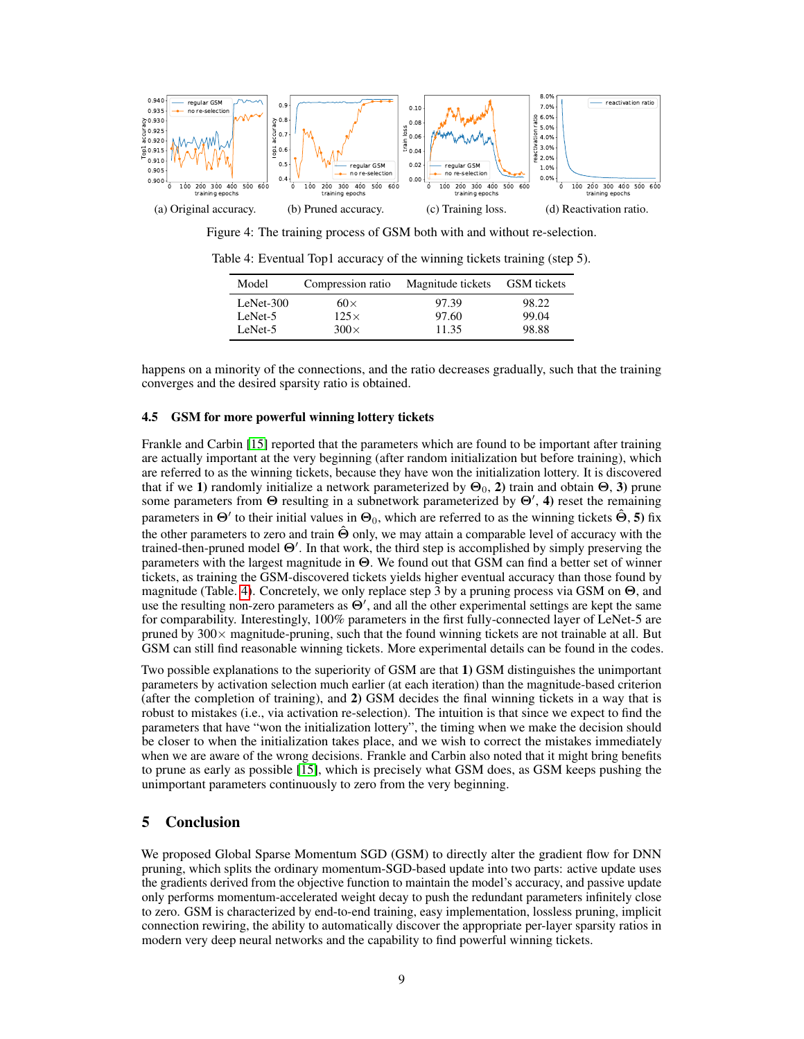(a) Original accuracy. (b) Pruned accuracy. (c) Training loss. (d) Reactivation ratio.

Figure 4: The training process of GSM both with and without re-selection.

Table 4: Eventual Top1 accuracy of the winning tickets training (step 5).

| Model | Compression ratio | Magnitude tickets | GSM tickets |
|---|---|---|---|
| LeNet-300 | 60× | 97.39 | 98.22 |
| LeNet-5 | 125× | 97.60 | 99.04 |
| LeNet-5 | 300× | 11.35 | 98.88 |

happens on a minority of the connections, and the ratio decreases gradually, such that the training converges and the desired sparsity ratio is obtained.

### 4.5 GSM for more powerful winning lottery tickets

Frankle and Carbin [15] reported that the parameters which are found to be important after training are actually important at the very beginning (after random initialization but before training), which are referred to as the winning tickets, because they have won the initialization lottery. It is discovered that if we **1)** randomly initialize a network parameterized by $\Theta_0$, **2)** train and obtain $\Theta$, **3)** prune some parameters from $\Theta$ resulting in a subnetwork parameterized by $\Theta'$, **4)** reset the remaining parameters in $\Theta'$ to their initial values in $\Theta_0$, which are referred to as the winning tickets $\hat{\Theta}$, **5)** fix the other parameters to zero and train $\hat{\Theta}$ only, we may attain a comparable level of accuracy with the trained-then-pruned model $\Theta'$. In that work, the third step is accomplished by simply preserving the parameters with the largest magnitude in $\Theta$. We found out that GSM can find a better set of winner tickets, as training the GSM-discovered tickets yields higher eventual accuracy than those found by magnitude (Table. 4). Concretely, we only replace step 3 by a pruning process via GSM on $\Theta$, and use the resulting non-zero parameters as $\Theta'$, and all the other experimental settings are kept the same for comparability. Interestingly, 100% parameters in the first fully-connected layer of LeNet-5 are pruned by 300× magnitude-pruning, such that the found winning tickets are not trainable at all. But GSM can still find reasonable winning tickets. More experimental details can be found in the codes.

Two possible explanations to the superiority of GSM are that **1)** GSM distinguishes the unimportant parameters by activation selection much earlier (at each iteration) than the magnitude-based criterion (after the completion of training), and **2)** GSM decides the final winning tickets in a way that is robust to mistakes (i.e., via activation re-selection). The intuition is that since we expect to find the parameters that have "won the initialization lottery", the timing when we make the decision should be closer to when the initialization takes place, and we wish to correct the mistakes immediately when we are aware of the wrong decisions. Frankle and Carbin also noted that it might bring benefits to prune as early as possible [15], which is precisely what GSM does, as GSM keeps pushing the unimportant parameters continuously to zero from the very beginning.

## 5 Conclusion

We proposed Global Sparse Momentum SGD (GSM) to directly alter the gradient flow for DNN pruning, which splits the ordinary momentum-SGD-based update into two parts: active update uses the gradients derived from the objective function to maintain the model's accuracy, and passive update only performs momentum-accelerated weight decay to push the redundant parameters infinitely close to zero. GSM is characterized by end-to-end training, easy implementation, lossless pruning, implicit connection rewiring, the ability to automatically discover the appropriate per-layer sparsity ratios in modern very deep neural networks and the capability to find powerful winning tickets.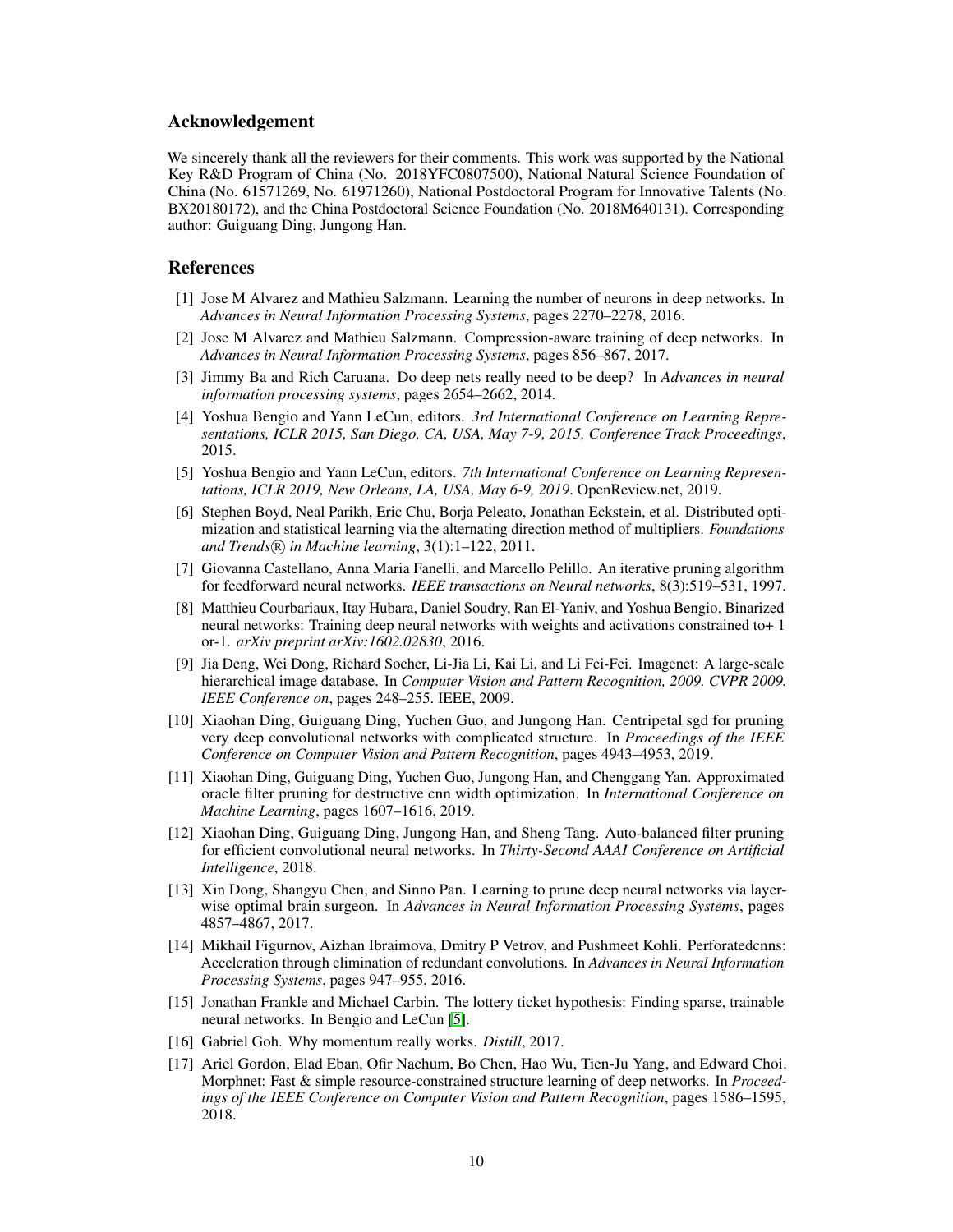## Acknowledgement

We sincerely thank all the reviewers for their comments. This work was supported by the National Key R&D Program of China (No. 2018YFC0807500), National Natural Science Foundation of China (No. 61571269, No. 61971260), National Postdoctoral Program for Innovative Talents (No. BX20180172), and the China Postdoctoral Science Foundation (No. 2018M640131). Corresponding author: Guiguang Ding, Jungong Han.

## References

[1] Jose M Alvarez and Mathieu Salzmann. Learning the number of neurons in deep networks. In *Advances in Neural Information Processing Systems*, pages 2270–2278, 2016.

[2] Jose M Alvarez and Mathieu Salzmann. Compression-aware training of deep networks. In *Advances in Neural Information Processing Systems*, pages 856–867, 2017.

[3] Jimmy Ba and Rich Caruana. Do deep nets really need to be deep? In *Advances in neural information processing systems*, pages 2654–2662, 2014.

[4] Yoshua Bengio and Yann LeCun, editors. *3rd International Conference on Learning Representations, ICLR 2015, San Diego, CA, USA, May 7-9, 2015, Conference Track Proceedings*, 2015.

[5] Yoshua Bengio and Yann LeCun, editors. *7th International Conference on Learning Representations, ICLR 2019, New Orleans, LA, USA, May 6-9, 2019*. OpenReview.net, 2019.

[6] Stephen Boyd, Neal Parikh, Eric Chu, Borja Peleato, Jonathan Eckstein, et al. Distributed optimization and statistical learning via the alternating direction method of multipliers. *Foundations and Trends® in Machine learning*, 3(1):1–122, 2011.

[7] Giovanna Castellano, Anna Maria Fanelli, and Marcello Pelillo. An iterative pruning algorithm for feedforward neural networks. *IEEE transactions on Neural networks*, 8(3):519–531, 1997.

[8] Matthieu Courbariaux, Itay Hubara, Daniel Soudry, Ran El-Yaniv, and Yoshua Bengio. Binarized neural networks: Training deep neural networks with weights and activations constrained to+ 1 or-1. *arXiv preprint arXiv:1602.02830*, 2016.

[9] Jia Deng, Wei Dong, Richard Socher, Li-Jia Li, Kai Li, and Li Fei-Fei. Imagenet: A large-scale hierarchical image database. In *Computer Vision and Pattern Recognition, 2009. CVPR 2009. IEEE Conference on*, pages 248–255. IEEE, 2009.

[10] Xiaohan Ding, Guiguang Ding, Yuchen Guo, and Jungong Han. Centripetal sgd for pruning very deep convolutional networks with complicated structure. In *Proceedings of the IEEE Conference on Computer Vision and Pattern Recognition*, pages 4943–4953, 2019.

[11] Xiaohan Ding, Guiguang Ding, Yuchen Guo, Jungong Han, and Chenggang Yan. Approximated oracle filter pruning for destructive cnn width optimization. In *International Conference on Machine Learning*, pages 1607–1616, 2019.

[12] Xiaohan Ding, Guiguang Ding, Jungong Han, and Sheng Tang. Auto-balanced filter pruning for efficient convolutional neural networks. In *Thirty-Second AAAI Conference on Artificial Intelligence*, 2018.

[13] Xin Dong, Shangyu Chen, and Sinno Pan. Learning to prune deep neural networks via layer-wise optimal brain surgeon. In *Advances in Neural Information Processing Systems*, pages 4857–4867, 2017.

[14] Mikhail Figurnov, Aizhan Ibraimova, Dmitry P Vetrov, and Pushmeet Kohli. Perforatedcnns: Acceleration through elimination of redundant convolutions. In *Advances in Neural Information Processing Systems*, pages 947–955, 2016.

[15] Jonathan Frankle and Michael Carbin. The lottery ticket hypothesis: Finding sparse, trainable neural networks. In Bengio and LeCun [5].

[16] Gabriel Goh. Why momentum really works. *Distill*, 2017.

[17] Ariel Gordon, Elad Eban, Ofir Nachum, Bo Chen, Hao Wu, Tien-Ju Yang, and Edward Choi. Morphnet: Fast & simple resource-constrained structure learning of deep networks. In *Proceedings of the IEEE Conference on Computer Vision and Pattern Recognition*, pages 1586–1595, 2018.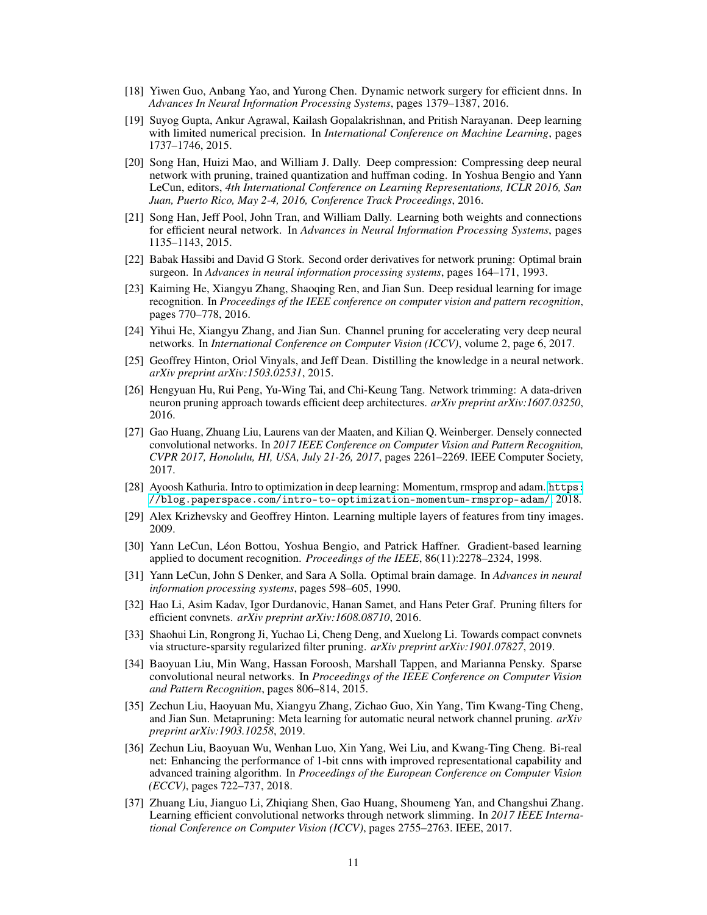[18] Yiwen Guo, Anbang Yao, and Yurong Chen. Dynamic network surgery for efficient dnns. In *Advances In Neural Information Processing Systems*, pages 1379–1387, 2016.

[19] Suyog Gupta, Ankur Agrawal, Kailash Gopalakrishnan, and Pritish Narayanan. Deep learning with limited numerical precision. In *International Conference on Machine Learning*, pages 1737–1746, 2015.

[20] Song Han, Huizi Mao, and William J. Dally. Deep compression: Compressing deep neural network with pruning, trained quantization and huffman coding. In Yoshua Bengio and Yann LeCun, editors, *4th International Conference on Learning Representations, ICLR 2016, San Juan, Puerto Rico, May 2-4, 2016, Conference Track Proceedings*, 2016.

[21] Song Han, Jeff Pool, John Tran, and William Dally. Learning both weights and connections for efficient neural network. In *Advances in Neural Information Processing Systems*, pages 1135–1143, 2015.

[22] Babak Hassibi and David G Stork. Second order derivatives for network pruning: Optimal brain surgeon. In *Advances in neural information processing systems*, pages 164–171, 1993.

[23] Kaiming He, Xiangyu Zhang, Shaoqing Ren, and Jian Sun. Deep residual learning for image recognition. In *Proceedings of the IEEE conference on computer vision and pattern recognition*, pages 770–778, 2016.

[24] Yihui He, Xiangyu Zhang, and Jian Sun. Channel pruning for accelerating very deep neural networks. In *International Conference on Computer Vision (ICCV)*, volume 2, page 6, 2017.

[25] Geoffrey Hinton, Oriol Vinyals, and Jeff Dean. Distilling the knowledge in a neural network. *arXiv preprint arXiv:1503.02531*, 2015.

[26] Hengyuan Hu, Rui Peng, Yu-Wing Tai, and Chi-Keung Tang. Network trimming: A data-driven neuron pruning approach towards efficient deep architectures. *arXiv preprint arXiv:1607.03250*, 2016.

[27] Gao Huang, Zhuang Liu, Laurens van der Maaten, and Kilian Q. Weinberger. Densely connected convolutional networks. In *2017 IEEE Conference on Computer Vision and Pattern Recognition, CVPR 2017, Honolulu, HI, USA, July 21-26, 2017*, pages 2261–2269. IEEE Computer Society, 2017.

[28] Ayoosh Kathuria. Intro to optimization in deep learning: Momentum, rmsprop and adam. `https://blog.paperspace.com/intro-to-optimization-momentum-rmsprop-adam/`, 2018.

[29] Alex Krizhevsky and Geoffrey Hinton. Learning multiple layers of features from tiny images. 2009.

[30] Yann LeCun, Léon Bottou, Yoshua Bengio, and Patrick Haffner. Gradient-based learning applied to document recognition. *Proceedings of the IEEE*, 86(11):2278–2324, 1998.

[31] Yann LeCun, John S Denker, and Sara A Solla. Optimal brain damage. In *Advances in neural information processing systems*, pages 598–605, 1990.

[32] Hao Li, Asim Kadav, Igor Durdanovic, Hanan Samet, and Hans Peter Graf. Pruning filters for efficient convnets. *arXiv preprint arXiv:1608.08710*, 2016.

[33] Shaohui Lin, Rongrong Ji, Yuchao Li, Cheng Deng, and Xuelong Li. Towards compact convnets via structure-sparsity regularized filter pruning. *arXiv preprint arXiv:1901.07827*, 2019.

[34] Baoyuan Liu, Min Wang, Hassan Foroosh, Marshall Tappen, and Marianna Pensky. Sparse convolutional neural networks. In *Proceedings of the IEEE Conference on Computer Vision and Pattern Recognition*, pages 806–814, 2015.

[35] Zechun Liu, Haoyuan Mu, Xiangyu Zhang, Zichao Guo, Xin Yang, Tim Kwang-Ting Cheng, and Jian Sun. Metapruning: Meta learning for automatic neural network channel pruning. *arXiv preprint arXiv:1903.10258*, 2019.

[36] Zechun Liu, Baoyuan Wu, Wenhan Luo, Xin Yang, Wei Liu, and Kwang-Ting Cheng. Bi-real net: Enhancing the performance of 1-bit cnns with improved representational capability and advanced training algorithm. In *Proceedings of the European Conference on Computer Vision (ECCV)*, pages 722–737, 2018.

[37] Zhuang Liu, Jianguo Li, Zhiqiang Shen, Gao Huang, Shoumeng Yan, and Changshui Zhang. Learning efficient convolutional networks through network slimming. In *2017 IEEE International Conference on Computer Vision (ICCV)*, pages 2755–2763. IEEE, 2017.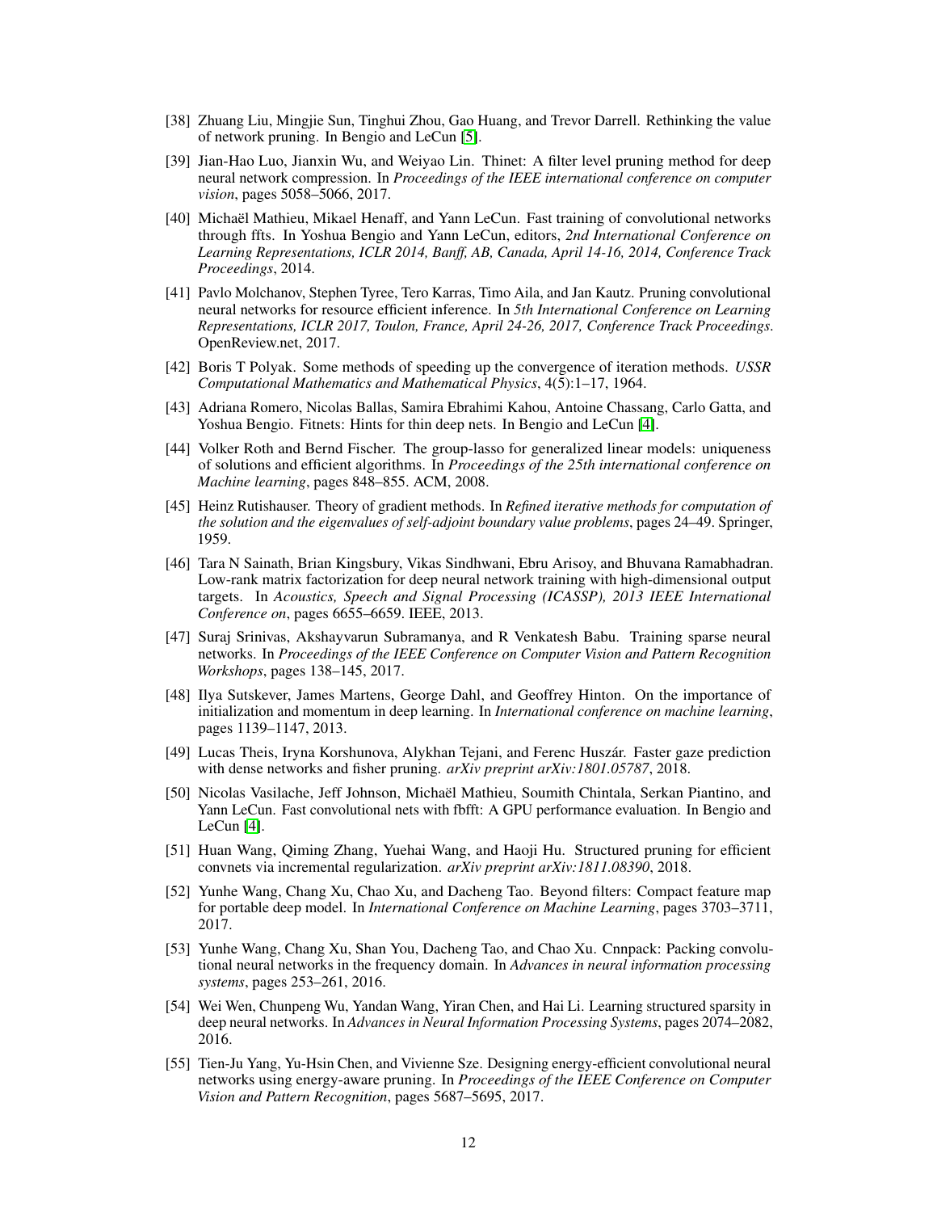[38] Zhuang Liu, Mingjie Sun, Tinghui Zhou, Gao Huang, and Trevor Darrell. Rethinking the value of network pruning. In Bengio and LeCun [5].

[39] Jian-Hao Luo, Jianxin Wu, and Weiyao Lin. Thinet: A filter level pruning method for deep neural network compression. In *Proceedings of the IEEE international conference on computer vision*, pages 5058–5066, 2017.

[40] Michaël Mathieu, Mikael Henaff, and Yann LeCun. Fast training of convolutional networks through ffts. In Yoshua Bengio and Yann LeCun, editors, *2nd International Conference on Learning Representations, ICLR 2014, Banff, AB, Canada, April 14-16, 2014, Conference Track Proceedings*, 2014.

[41] Pavlo Molchanov, Stephen Tyree, Tero Karras, Timo Aila, and Jan Kautz. Pruning convolutional neural networks for resource efficient inference. In *5th International Conference on Learning Representations, ICLR 2017, Toulon, France, April 24-26, 2017, Conference Track Proceedings*. OpenReview.net, 2017.

[42] Boris T Polyak. Some methods of speeding up the convergence of iteration methods. *USSR Computational Mathematics and Mathematical Physics*, 4(5):1–17, 1964.

[43] Adriana Romero, Nicolas Ballas, Samira Ebrahimi Kahou, Antoine Chassang, Carlo Gatta, and Yoshua Bengio. Fitnets: Hints for thin deep nets. In Bengio and LeCun [4].

[44] Volker Roth and Bernd Fischer. The group-lasso for generalized linear models: uniqueness of solutions and efficient algorithms. In *Proceedings of the 25th international conference on Machine learning*, pages 848–855. ACM, 2008.

[45] Heinz Rutishauser. Theory of gradient methods. In *Refined iterative methods for computation of the solution and the eigenvalues of self-adjoint boundary value problems*, pages 24–49. Springer, 1959.

[46] Tara N Sainath, Brian Kingsbury, Vikas Sindhwani, Ebru Arisoy, and Bhuvana Ramabhadran. Low-rank matrix factorization for deep neural network training with high-dimensional output targets. In *Acoustics, Speech and Signal Processing (ICASSP), 2013 IEEE International Conference on*, pages 6655–6659. IEEE, 2013.

[47] Suraj Srinivas, Akshayvarun Subramanya, and R Venkatesh Babu. Training sparse neural networks. In *Proceedings of the IEEE Conference on Computer Vision and Pattern Recognition Workshops*, pages 138–145, 2017.

[48] Ilya Sutskever, James Martens, George Dahl, and Geoffrey Hinton. On the importance of initialization and momentum in deep learning. In *International conference on machine learning*, pages 1139–1147, 2013.

[49] Lucas Theis, Iryna Korshunova, Alykhan Tejani, and Ferenc Huszár. Faster gaze prediction with dense networks and fisher pruning. *arXiv preprint arXiv:1801.05787*, 2018.

[50] Nicolas Vasilache, Jeff Johnson, Michaël Mathieu, Soumith Chintala, Serkan Piantino, and Yann LeCun. Fast convolutional nets with fbfft: A GPU performance evaluation. In Bengio and LeCun [4].

[51] Huan Wang, Qiming Zhang, Yuehai Wang, and Haoji Hu. Structured pruning for efficient convnets via incremental regularization. *arXiv preprint arXiv:1811.08390*, 2018.

[52] Yunhe Wang, Chang Xu, Chao Xu, and Dacheng Tao. Beyond filters: Compact feature map for portable deep model. In *International Conference on Machine Learning*, pages 3703–3711, 2017.

[53] Yunhe Wang, Chang Xu, Shan You, Dacheng Tao, and Chao Xu. Cnnpack: Packing convolutional neural networks in the frequency domain. In *Advances in neural information processing systems*, pages 253–261, 2016.

[54] Wei Wen, Chunpeng Wu, Yandan Wang, Yiran Chen, and Hai Li. Learning structured sparsity in deep neural networks. In *Advances in Neural Information Processing Systems*, pages 2074–2082, 2016.

[55] Tien-Ju Yang, Yu-Hsin Chen, and Vivienne Sze. Designing energy-efficient convolutional neural networks using energy-aware pruning. In *Proceedings of the IEEE Conference on Computer Vision and Pattern Recognition*, pages 5687–5695, 2017.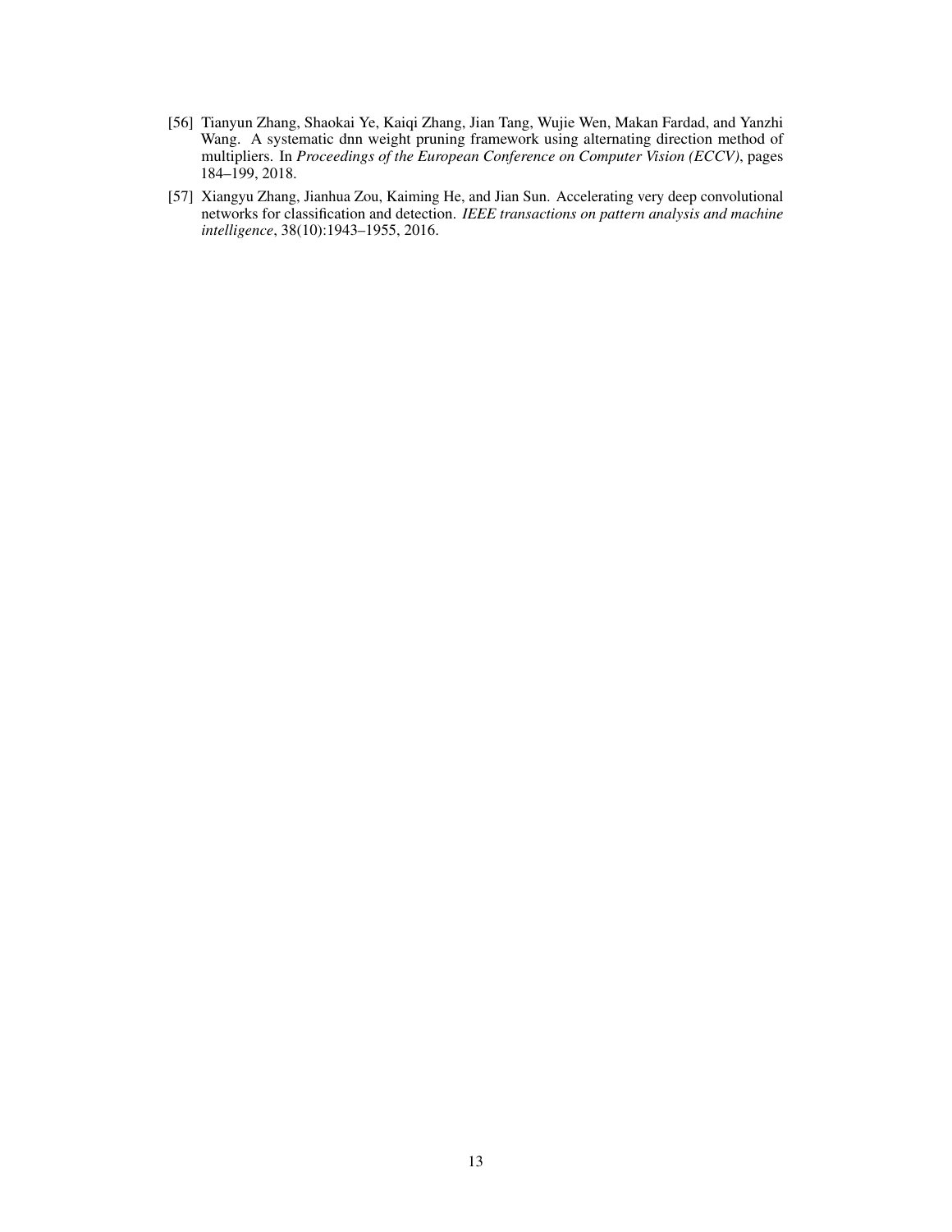[56] Tianyun Zhang, Shaokai Ye, Kaiqi Zhang, Jian Tang, Wujie Wen, Makan Fardad, and Yanzhi Wang. A systematic dnn weight pruning framework using alternating direction method of multipliers. In *Proceedings of the European Conference on Computer Vision (ECCV)*, pages 184–199, 2018.

[57] Xiangyu Zhang, Jianhua Zou, Kaiming He, and Jian Sun. Accelerating very deep convolutional networks for classification and detection. *IEEE transactions on pattern analysis and machine intelligence*, 38(10):1943–1955, 2016.